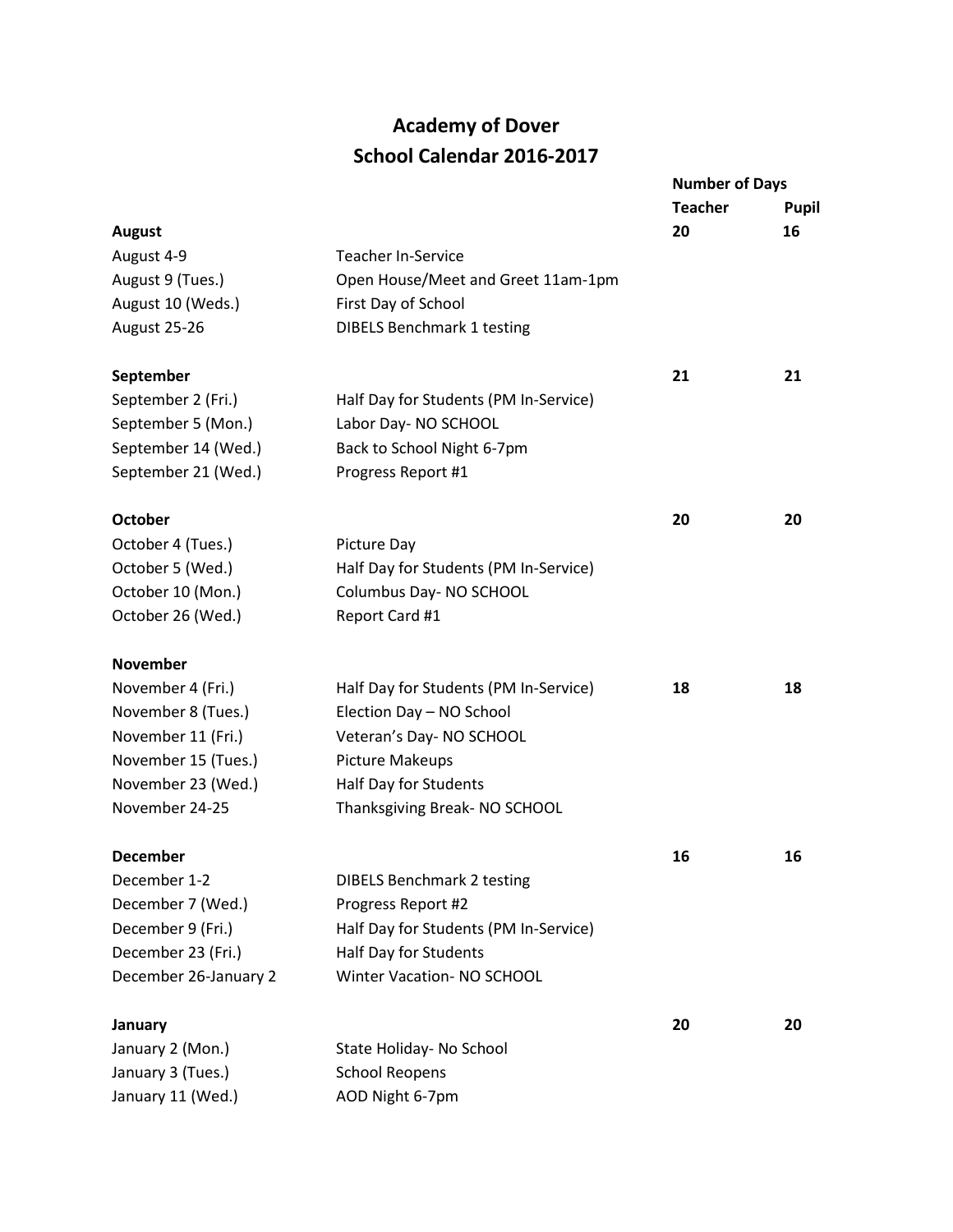# Academy of Dover
## School Calendar 2016-2017

| | | Number of Days | |
|---|---|---|---|
| | | **Teacher** | **Pupil** |
| **August** | | **20** | **16** |
| August 4-9 | Teacher In-Service | | |
| August 9 (Tues.) | Open House/Meet and Greet 11am-1pm | | |
| August 10 (Weds.) | First Day of School | | |
| August 25-26 | DIBELS Benchmark 1 testing | | |
| **September** | | **21** | **21** |
| September 2 (Fri.) | Half Day for Students (PM In-Service) | | |
| September 5 (Mon.) | Labor Day- NO SCHOOL | | |
| September 14 (Wed.) | Back to School Night 6-7pm | | |
| September 21 (Wed.) | Progress Report #1 | | |
| **October** | | **20** | **20** |
| October 4 (Tues.) | Picture Day | | |
| October 5 (Wed.) | Half Day for Students (PM In-Service) | | |
| October 10 (Mon.) | Columbus Day- NO SCHOOL | | |
| October 26 (Wed.) | Report Card #1 | | |
| **November** | | | |
| November 4 (Fri.) | Half Day for Students (PM In-Service) | **18** | **18** |
| November 8 (Tues.) | Election Day – NO School | | |
| November 11 (Fri.) | Veteran's Day- NO SCHOOL | | |
| November 15 (Tues.) | Picture Makeups | | |
| November 23 (Wed.) | Half Day for Students | | |
| November 24-25 | Thanksgiving Break- NO SCHOOL | | |
| **December** | | **16** | **16** |
| December 1-2 | DIBELS Benchmark 2 testing | | |
| December 7 (Wed.) | Progress Report #2 | | |
| December 9 (Fri.) | Half Day for Students (PM In-Service) | | |
| December 23 (Fri.) | Half Day for Students | | |
| December 26-January 2 | Winter Vacation- NO SCHOOL | | |
| **January** | | **20** | **20** |
| January 2 (Mon.) | State Holiday- No School | | |
| January 3 (Tues.) | School Reopens | | |
| January 11 (Wed.) | AOD Night 6-7pm | | |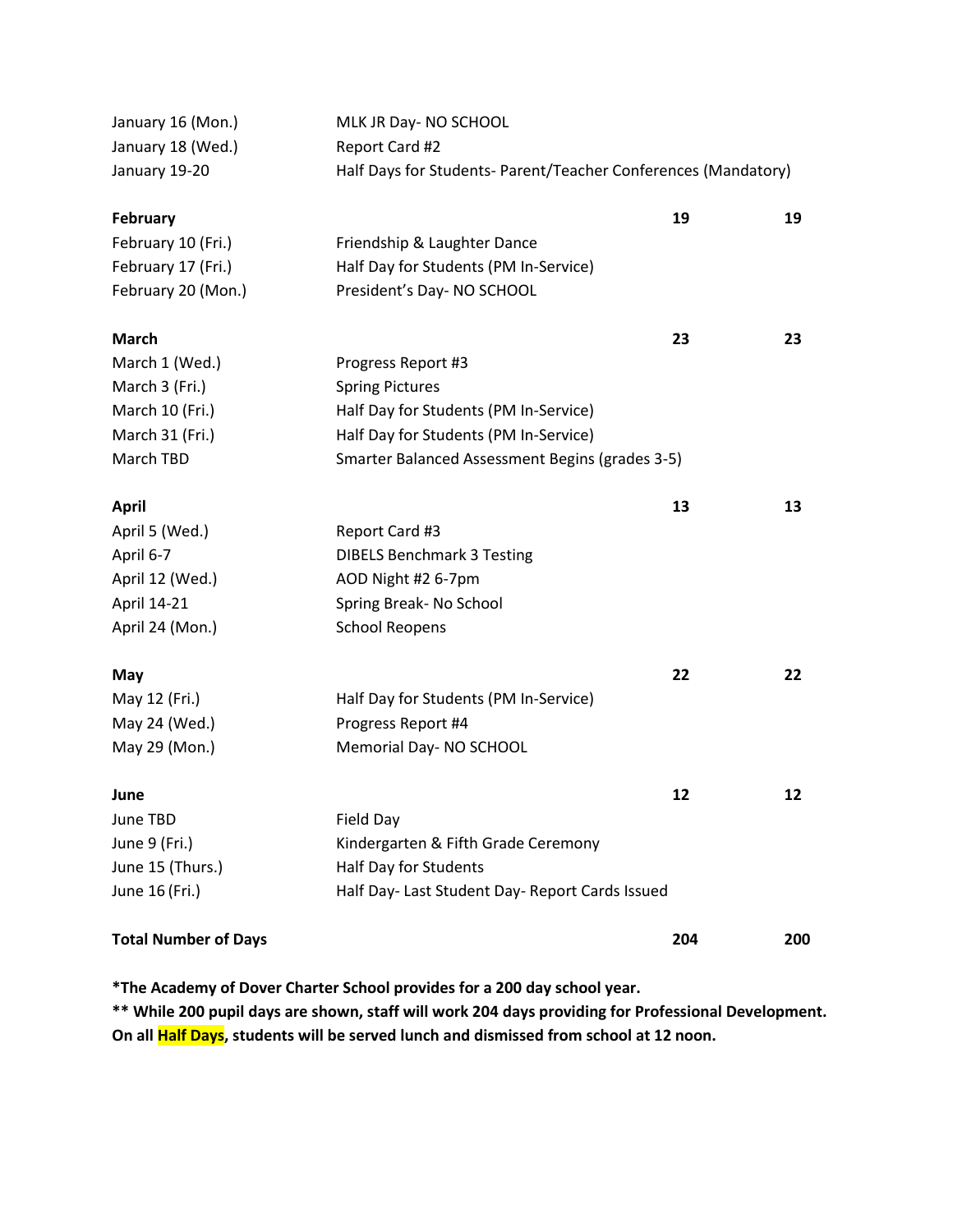| | | | |
|---|---|---|---|
| January 16 (Mon.) | MLK JR Day- NO SCHOOL | | |
| January 18 (Wed.) | Report Card #2 | | |
| January 19-20 | Half Days for Students- Parent/Teacher Conferences (Mandatory) | | |
| **February** | | **19** | **19** |
| February 10 (Fri.) | Friendship & Laughter Dance | | |
| February 17 (Fri.) | Half Day for Students (PM In-Service) | | |
| February 20 (Mon.) | President's Day- NO SCHOOL | | |
| **March** | | **23** | **23** |
| March 1 (Wed.) | Progress Report #3 | | |
| March 3 (Fri.) | Spring Pictures | | |
| March 10 (Fri.) | Half Day for Students (PM In-Service) | | |
| March 31 (Fri.) | Half Day for Students (PM In-Service) | | |
| March TBD | Smarter Balanced Assessment Begins (grades 3-5) | | |
| **April** | | **13** | **13** |
| April 5 (Wed.) | Report Card #3 | | |
| April 6-7 | DIBELS Benchmark 3 Testing | | |
| April 12 (Wed.) | AOD Night #2 6-7pm | | |
| April 14-21 | Spring Break- No School | | |
| April 24 (Mon.) | School Reopens | | |
| **May** | | **22** | **22** |
| May 12 (Fri.) | Half Day for Students (PM In-Service) | | |
| May 24 (Wed.) | Progress Report #4 | | |
| May 29 (Mon.) | Memorial Day- NO SCHOOL | | |
| **June** | | **12** | **12** |
| June TBD | Field Day | | |
| June 9 (Fri.) | Kindergarten & Fifth Grade Ceremony | | |
| June 15 (Thurs.) | Half Day for Students | | |
| June 16 (Fri.) | Half Day- Last Student Day- Report Cards Issued | | |
| **Total Number of Days** | | **204** | **200** |

**\*The Academy of Dover Charter School provides for a 200 day school year.**

**\*\* While 200 pupil days are shown, staff will work 204 days providing for Professional Development.**

**On all Half Days, students will be served lunch and dismissed from school at 12 noon.**